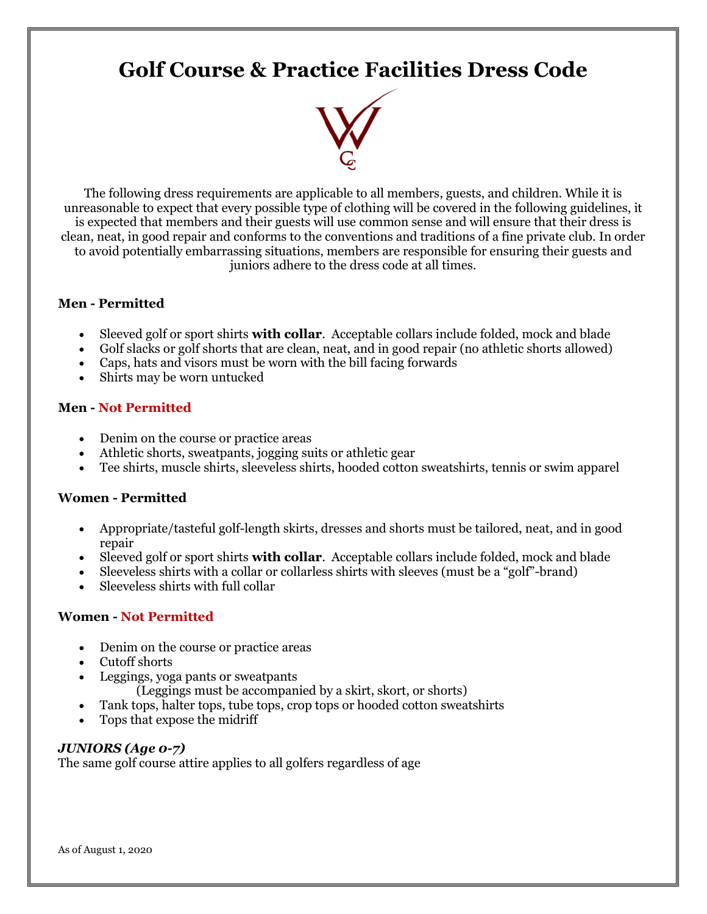# Golf Course & Practice Facilities Dress Code

The following dress requirements are applicable to all members, guests, and children. While it is unreasonable to expect that every possible type of clothing will be covered in the following guidelines, it is expected that members and their guests will use common sense and will ensure that their dress is clean, neat, in good repair and conforms to the conventions and traditions of a fine private club. In order to avoid potentially embarrassing situations, members are responsible for ensuring their guests and juniors adhere to the dress code at all times.

### Men - Permitted

- Sleeved golf or sport shirts **with collar**. Acceptable collars include folded, mock and blade
- Golf slacks or golf shorts that are clean, neat, and in good repair (no athletic shorts allowed)
- Caps, hats and visors must be worn with the bill facing forwards
- Shirts may be worn untucked

### Men - Not Permitted

- Denim on the course or practice areas
- Athletic shorts, sweatpants, jogging suits or athletic gear
- Tee shirts, muscle shirts, sleeveless shirts, hooded cotton sweatshirts, tennis or swim apparel

### Women - Permitted

- Appropriate/tasteful golf-length skirts, dresses and shorts must be tailored, neat, and in good repair
- Sleeved golf or sport shirts **with collar**. Acceptable collars include folded, mock and blade
- Sleeveless shirts with a collar or collarless shirts with sleeves (must be a "golf"-brand)
- Sleeveless shirts with full collar

### Women - Not Permitted

- Denim on the course or practice areas
- Cutoff shorts
- Leggings, yoga pants or sweatpants
  (Leggings must be accompanied by a skirt, skort, or shorts)
- Tank tops, halter tops, tube tops, crop tops or hooded cotton sweatshirts
- Tops that expose the midriff

***JUNIORS (Age 0-7)***

The same golf course attire applies to all golfers regardless of age

As of August 1, 2020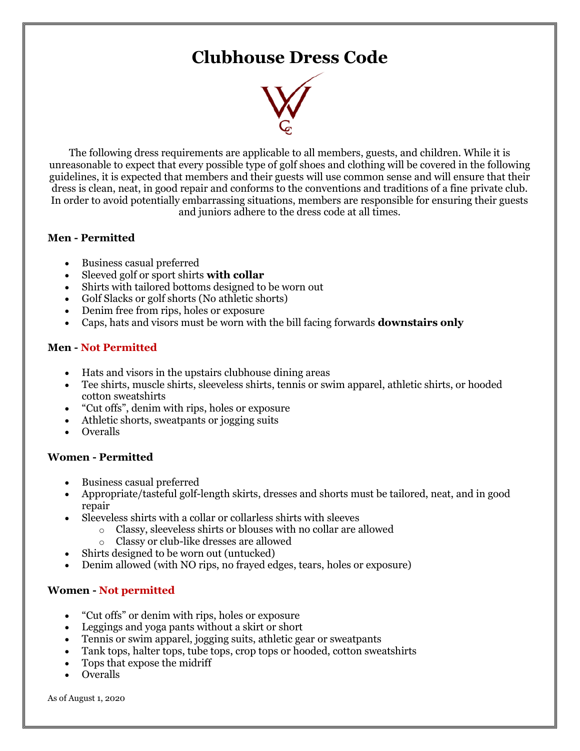# Clubhouse Dress Code

The following dress requirements are applicable to all members, guests, and children. While it is unreasonable to expect that every possible type of golf shoes and clothing will be covered in the following guidelines, it is expected that members and their guests will use common sense and will ensure that their dress is clean, neat, in good repair and conforms to the conventions and traditions of a fine private club. In order to avoid potentially embarrassing situations, members are responsible for ensuring their guests and juniors adhere to the dress code at all times.

### Men - Permitted

- Business casual preferred
- Sleeved golf or sport shirts **with collar**
- Shirts with tailored bottoms designed to be worn out
- Golf Slacks or golf shorts (No athletic shorts)
- Denim free from rips, holes or exposure
- Caps, hats and visors must be worn with the bill facing forwards **downstairs only**

### Men - Not Permitted

- Hats and visors in the upstairs clubhouse dining areas
- Tee shirts, muscle shirts, sleeveless shirts, tennis or swim apparel, athletic shirts, or hooded cotton sweatshirts
- "Cut offs", denim with rips, holes or exposure
- Athletic shorts, sweatpants or jogging suits
- Overalls

### Women - Permitted

- Business casual preferred
- Appropriate/tasteful golf-length skirts, dresses and shorts must be tailored, neat, and in good repair
- Sleeveless shirts with a collar or collarless shirts with sleeves
  - Classy, sleeveless shirts or blouses with no collar are allowed
  - Classy or club-like dresses are allowed
- Shirts designed to be worn out (untucked)
- Denim allowed (with NO rips, no frayed edges, tears, holes or exposure)

### Women - Not permitted

- "Cut offs" or denim with rips, holes or exposure
- Leggings and yoga pants without a skirt or short
- Tennis or swim apparel, jogging suits, athletic gear or sweatpants
- Tank tops, halter tops, tube tops, crop tops or hooded, cotton sweatshirts
- Tops that expose the midriff
- Overalls

As of August 1, 2020